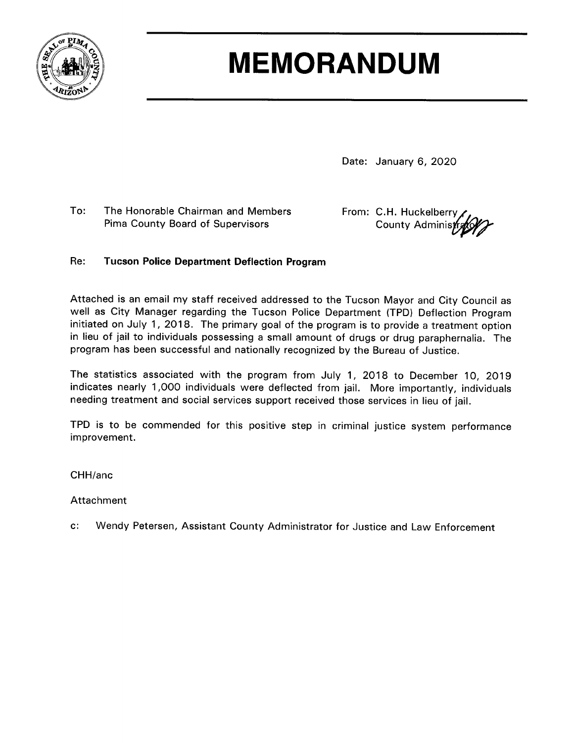# MEMORANDUM

Date: January 6, 2020

To: The Honorable Chairman and Members
Pima County Board of Supervisors

From: C.H. Huckelberry
County Administrator

Re: **Tucson Police Department Deflection Program**

Attached is an email my staff received addressed to the Tucson Mayor and City Council as well as City Manager regarding the Tucson Police Department (TPD) Deflection Program initiated on July 1, 2018. The primary goal of the program is to provide a treatment option in lieu of jail to individuals possessing a small amount of drugs or drug paraphernalia. The program has been successful and nationally recognized by the Bureau of Justice.

The statistics associated with the program from July 1, 2018 to December 10, 2019 indicates nearly 1,000 individuals were deflected from jail. More importantly, individuals needing treatment and social services support received those services in lieu of jail.

TPD is to be commended for this positive step in criminal justice system performance improvement.

CHH/anc

Attachment

c: Wendy Petersen, Assistant County Administrator for Justice and Law Enforcement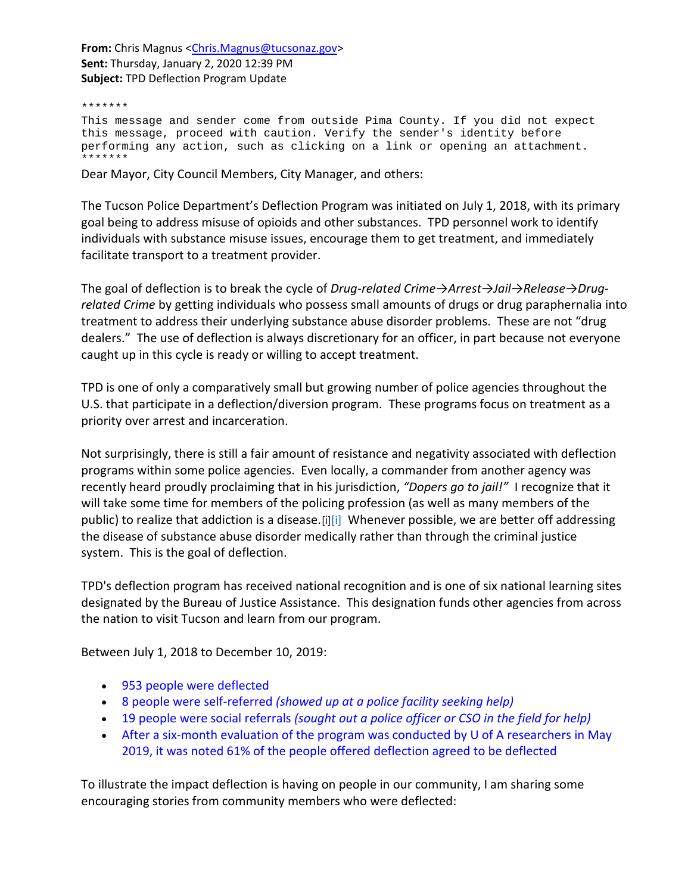**From:** Chris Magnus <Chris.Magnus@tucsonaz.gov>
**Sent:** Thursday, January 2, 2020 12:39 PM
**Subject:** TPD Deflection Program Update

```
*******
This message and sender come from outside Pima County. If you did not expect
this message, proceed with caution. Verify the sender's identity before
performing any action, such as clicking on a link or opening an attachment.
*******
```

Dear Mayor, City Council Members, City Manager, and others:

The Tucson Police Department's Deflection Program was initiated on July 1, 2018, with its primary goal being to address misuse of opioids and other substances. TPD personnel work to identify individuals with substance misuse issues, encourage them to get treatment, and immediately facilitate transport to a treatment provider.

The goal of deflection is to break the cycle of *Drug-related Crime→Arrest→Jail→Release→Drug-related Crime* by getting individuals who possess small amounts of drugs or drug paraphernalia into treatment to address their underlying substance abuse disorder problems. These are not "drug dealers." The use of deflection is always discretionary for an officer, in part because not everyone caught up in this cycle is ready or willing to accept treatment.

TPD is one of only a comparatively small but growing number of police agencies throughout the U.S. that participate in a deflection/diversion program. These programs focus on treatment as a priority over arrest and incarceration.

Not surprisingly, there is still a fair amount of resistance and negativity associated with deflection programs within some police agencies. Even locally, a commander from another agency was recently heard proudly proclaiming that in his jurisdiction, *"Dopers go to jail!"* I recognize that it will take some time for members of the policing profession (as well as many members of the public) to realize that addiction is a disease.[i][i] Whenever possible, we are better off addressing the disease of substance abuse disorder medically rather than through the criminal justice system. This is the goal of deflection.

TPD's deflection program has received national recognition and is one of six national learning sites designated by the Bureau of Justice Assistance. This designation funds other agencies from across the nation to visit Tucson and learn from our program.

Between July 1, 2018 to December 10, 2019:

- 953 people were deflected
- 8 people were self-referred *(showed up at a police facility seeking help)*
- 19 people were social referrals *(sought out a police officer or CSO in the field for help)*
- After a six-month evaluation of the program was conducted by U of A researchers in May 2019, it was noted 61% of the people offered deflection agreed to be deflected

To illustrate the impact deflection is having on people in our community, I am sharing some encouraging stories from community members who were deflected: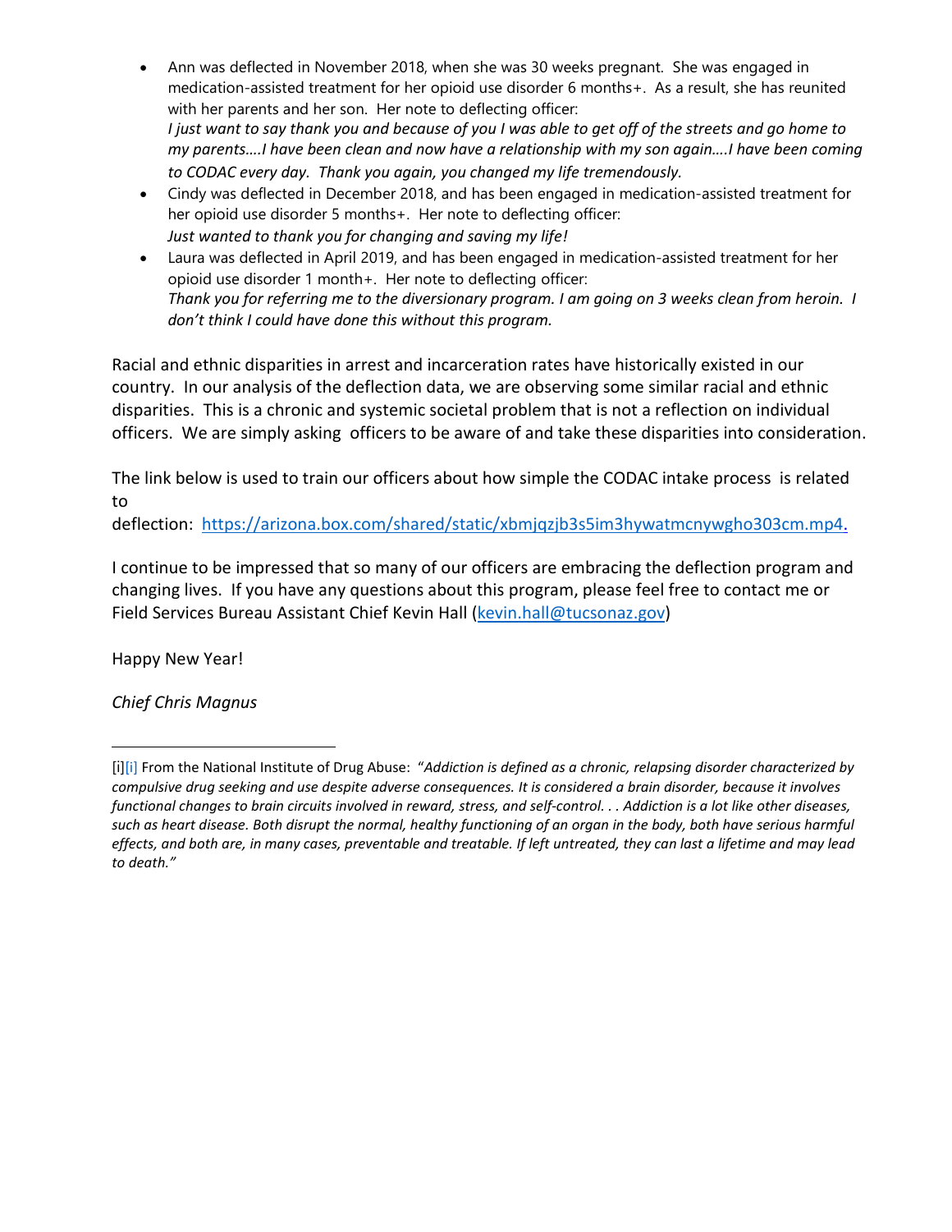- Ann was deflected in November 2018, when she was 30 weeks pregnant. She was engaged in medication-assisted treatment for her opioid use disorder 6 months+. As a result, she has reunited with her parents and her son. Her note to deflecting officer:
  *I just want to say thank you and because of you I was able to get off of the streets and go home to my parents….I have been clean and now have a relationship with my son again….I have been coming to CODAC every day. Thank you again, you changed my life tremendously.*
- Cindy was deflected in December 2018, and has been engaged in medication-assisted treatment for her opioid use disorder 5 months+. Her note to deflecting officer:
  *Just wanted to thank you for changing and saving my life!*
- Laura was deflected in April 2019, and has been engaged in medication-assisted treatment for her opioid use disorder 1 month+. Her note to deflecting officer:
  *Thank you for referring me to the diversionary program. I am going on 3 weeks clean from heroin. I don't think I could have done this without this program.*

Racial and ethnic disparities in arrest and incarceration rates have historically existed in our country. In our analysis of the deflection data, we are observing some similar racial and ethnic disparities. This is a chronic and systemic societal problem that is not a reflection on individual officers. We are simply asking officers to be aware of and take these disparities into consideration.

The link below is used to train our officers about how simple the CODAC intake process is related to deflection: https://arizona.box.com/shared/static/xbmjqzjb3s5im3hywatmcnywgho303cm.mp4.

I continue to be impressed that so many of our officers are embracing the deflection program and changing lives. If you have any questions about this program, please feel free to contact me or Field Services Bureau Assistant Chief Kevin Hall (kevin.hall@tucsonaz.gov)

Happy New Year!

*Chief Chris Magnus*

---

[i][i] From the National Institute of Drug Abuse: "*Addiction is defined as a chronic, relapsing disorder characterized by compulsive drug seeking and use despite adverse consequences. It is considered a brain disorder, because it involves functional changes to brain circuits involved in reward, stress, and self-control. . . Addiction is a lot like other diseases, such as heart disease. Both disrupt the normal, healthy functioning of an organ in the body, both have serious harmful effects, and both are, in many cases, preventable and treatable. If left untreated, they can last a lifetime and may lead to death."*